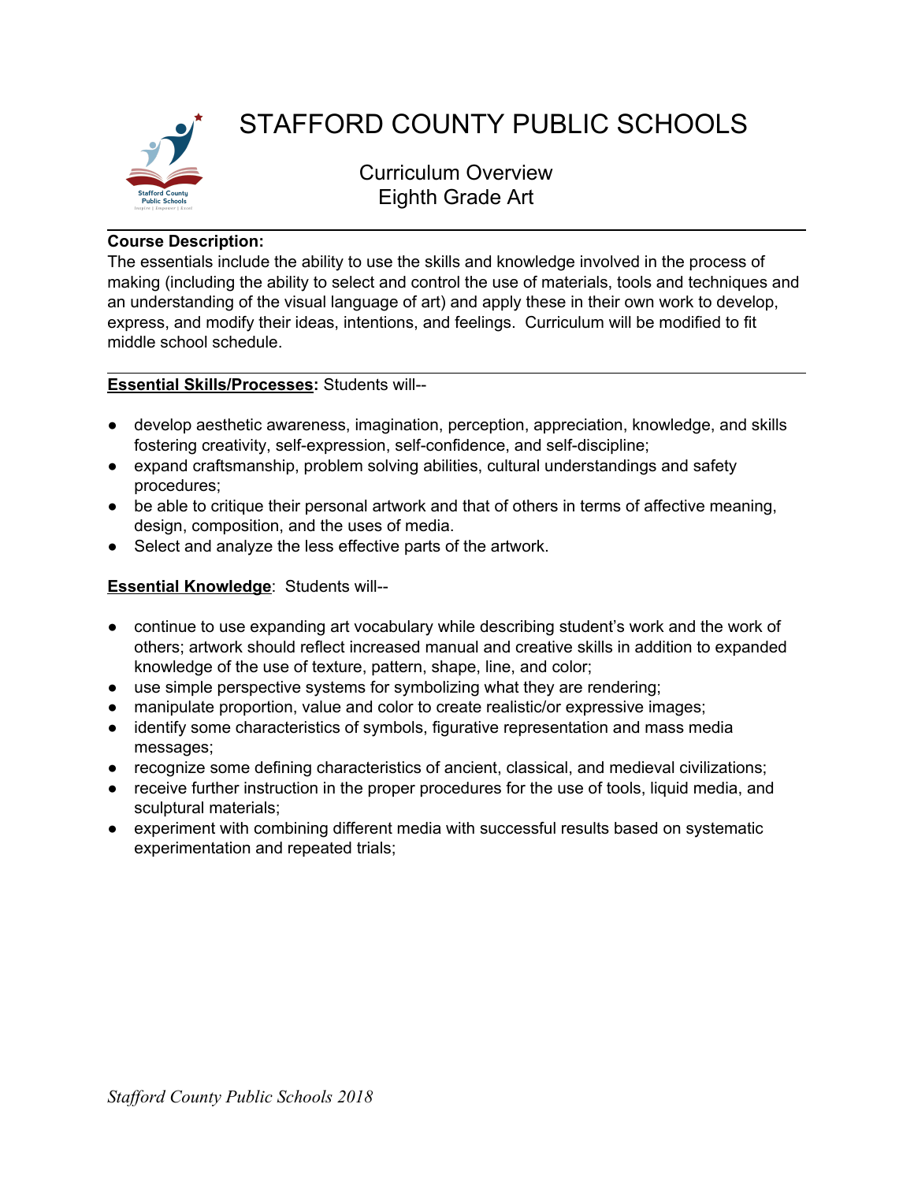# STAFFORD COUNTY PUBLIC SCHOOLS

## Curriculum Overview
## Eighth Grade Art

**Course Description:**
The essentials include the ability to use the skills and knowledge involved in the process of making (including the ability to select and control the use of materials, tools and techniques and an understanding of the visual language of art) and apply these in their own work to develop, express, and modify their ideas, intentions, and feelings. Curriculum will be modified to fit middle school schedule.

---

**Essential Skills/Processes:** Students will--

- develop aesthetic awareness, imagination, perception, appreciation, knowledge, and skills fostering creativity, self-expression, self-confidence, and self-discipline;
- expand craftsmanship, problem solving abilities, cultural understandings and safety procedures;
- be able to critique their personal artwork and that of others in terms of affective meaning, design, composition, and the uses of media.
- Select and analyze the less effective parts of the artwork.

**Essential Knowledge**: Students will--

- continue to use expanding art vocabulary while describing student's work and the work of others; artwork should reflect increased manual and creative skills in addition to expanded knowledge of the use of texture, pattern, shape, line, and color;
- use simple perspective systems for symbolizing what they are rendering;
- manipulate proportion, value and color to create realistic/or expressive images;
- identify some characteristics of symbols, figurative representation and mass media messages;
- recognize some defining characteristics of ancient, classical, and medieval civilizations;
- receive further instruction in the proper procedures for the use of tools, liquid media, and sculptural materials;
- experiment with combining different media with successful results based on systematic experimentation and repeated trials;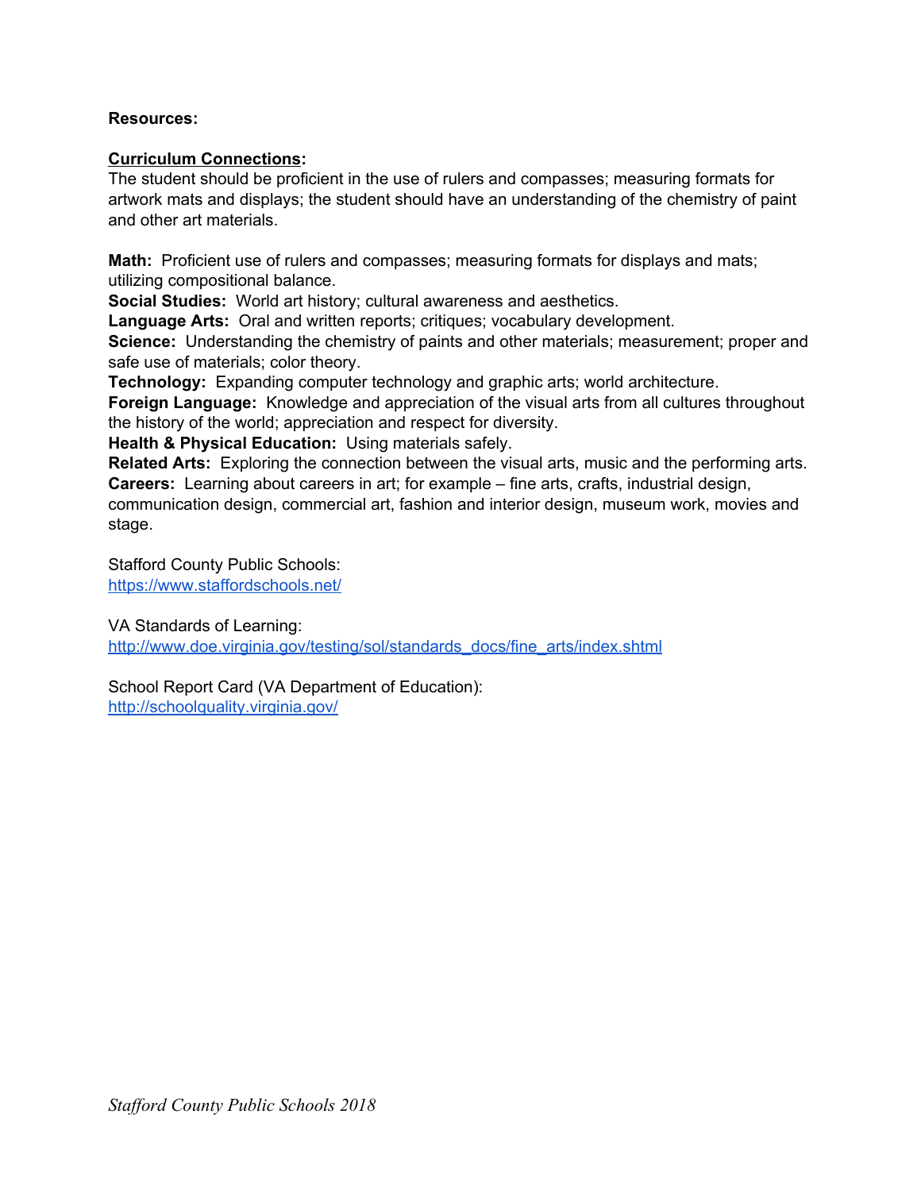**Resources:**

**Curriculum Connections:**

The student should be proficient in the use of rulers and compasses; measuring formats for artwork mats and displays; the student should have an understanding of the chemistry of paint and other art materials.

**Math:** Proficient use of rulers and compasses; measuring formats for displays and mats; utilizing compositional balance.
**Social Studies:** World art history; cultural awareness and aesthetics.
**Language Arts:** Oral and written reports; critiques; vocabulary development.
**Science:** Understanding the chemistry of paints and other materials; measurement; proper and safe use of materials; color theory.
**Technology:** Expanding computer technology and graphic arts; world architecture.
**Foreign Language:** Knowledge and appreciation of the visual arts from all cultures throughout the history of the world; appreciation and respect for diversity.
**Health & Physical Education:** Using materials safely.
**Related Arts:** Exploring the connection between the visual arts, music and the performing arts.
**Careers:** Learning about careers in art; for example – fine arts, crafts, industrial design, communication design, commercial art, fashion and interior design, museum work, movies and stage.

Stafford County Public Schools:
https://www.staffordschools.net/

VA Standards of Learning:
http://www.doe.virginia.gov/testing/sol/standards_docs/fine_arts/index.shtml

School Report Card (VA Department of Education):
http://schoolquality.virginia.gov/